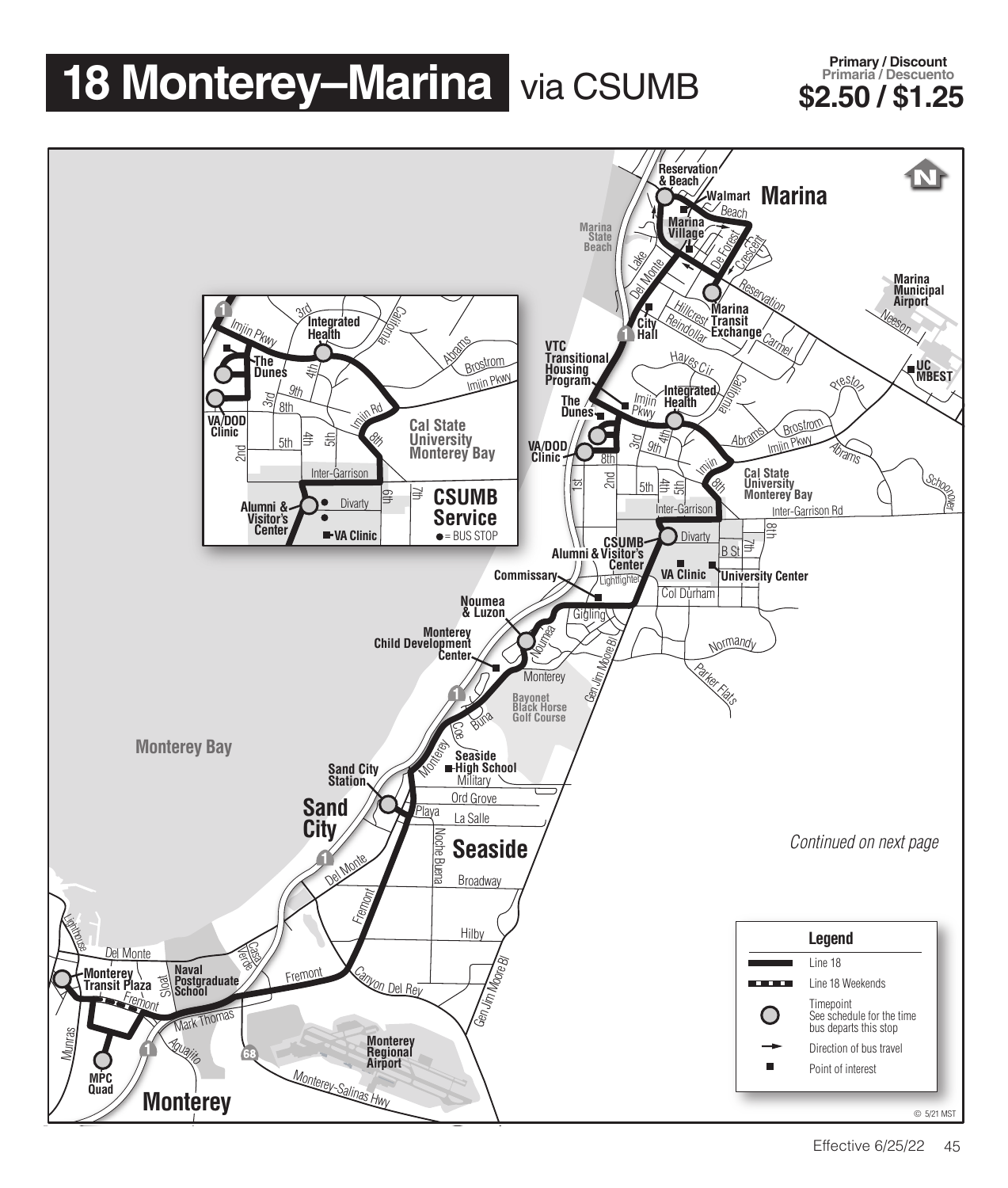# 18 Monterey–Marina via CSUMB

**Primary / Discount**
**Primaria / Descuento**
**$2.50 / $1.25**

*Continued on next page*

**Legend**

- Line 18
- Line 18 Weekends
- Timepoint — See schedule for the time bus departs this stop
- Direction of bus travel
- Point of interest

**CSUMB Service**
● = BUS STOP

Effective 6/25/22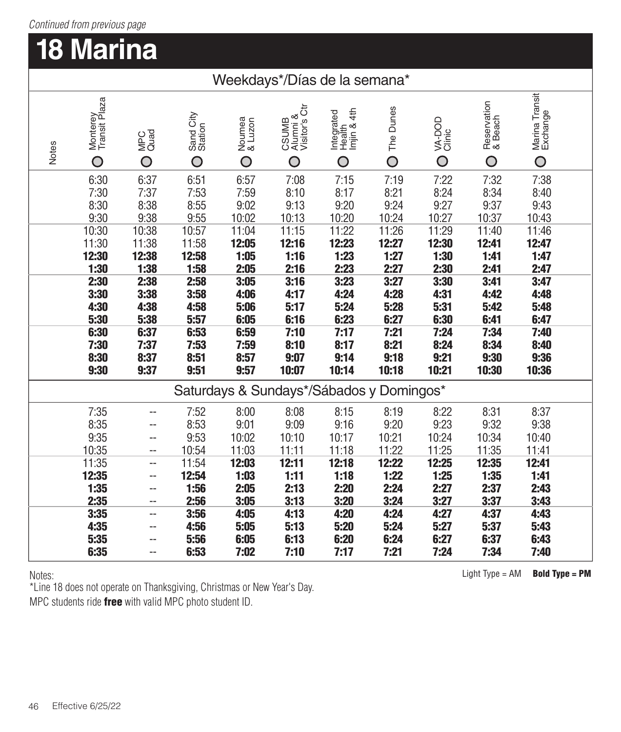*Continued from previous page*

# 18 Marina

## Weekdays*/Días de la semana*

| Notes | Monterey Transit Plaza | MPC Quad | Sand City Station | Noumea & Luzon | CSUMB Alumni & Visitor's Ctr | Integrated Health Imjin & 4th | The Dunes | VA-DOD Clinic | Reservation & Beach | Marina Transit Exchange |
|---|---|---|---|---|---|---|---|---|---|---|
| | 6:30 | 6:37 | 6:51 | 6:57 | 7:08 | 7:15 | 7:19 | 7:22 | 7:32 | 7:38 |
| | 7:30 | 7:37 | 7:53 | 7:59 | 8:10 | 8:17 | 8:21 | 8:24 | 8:34 | 8:40 |
| | 8:30 | 8:38 | 8:55 | 9:02 | 9:13 | 9:20 | 9:24 | 9:27 | 9:37 | 9:43 |
| | 9:30 | 9:38 | 9:55 | 10:02 | 10:13 | 10:20 | 10:24 | 10:27 | 10:37 | 10:43 |
| | 10:30 | 10:38 | 10:57 | 11:04 | 11:15 | 11:22 | 11:26 | 11:29 | 11:40 | 11:46 |
| | 11:30 | 11:38 | 11:58 | **12:05** | **12:16** | **12:23** | **12:27** | **12:30** | **12:41** | **12:47** |
| | **12:30** | **12:38** | **12:58** | **1:05** | **1:16** | **1:23** | **1:27** | **1:30** | **1:41** | **1:47** |
| | **1:30** | **1:38** | **1:58** | **2:05** | **2:16** | **2:23** | **2:27** | **2:30** | **2:41** | **2:47** |
| | **2:30** | **2:38** | **2:58** | **3:05** | **3:16** | **3:23** | **3:27** | **3:30** | **3:41** | **3:47** |
| | **3:30** | **3:38** | **3:58** | **4:06** | **4:17** | **4:24** | **4:28** | **4:31** | **4:42** | **4:48** |
| | **4:30** | **4:38** | **4:58** | **5:06** | **5:17** | **5:24** | **5:28** | **5:31** | **5:42** | **5:48** |
| | **5:30** | **5:38** | **5:57** | **6:05** | **6:16** | **6:23** | **6:27** | **6:30** | **6:41** | **6:47** |
| | **6:30** | **6:37** | **6:53** | **6:59** | **7:10** | **7:17** | **7:21** | **7:24** | **7:34** | **7:40** |
| | **7:30** | **7:37** | **7:53** | **7:59** | **8:10** | **8:17** | **8:21** | **8:24** | **8:34** | **8:40** |
| | **8:30** | **8:37** | **8:51** | **8:57** | **9:07** | **9:14** | **9:18** | **9:21** | **9:30** | **9:36** |
| | **9:30** | **9:37** | **9:51** | **9:57** | **10:07** | **10:14** | **10:18** | **10:21** | **10:30** | **10:36** |

## Saturdays & Sundays*/Sábados y Domingos*

| Notes | Monterey Transit Plaza | MPC Quad | Sand City Station | Noumea & Luzon | CSUMB Alumni & Visitor's Ctr | Integrated Health Imjin & 4th | The Dunes | VA-DOD Clinic | Reservation & Beach | Marina Transit Exchange |
|---|---|---|---|---|---|---|---|---|---|---|
| | 7:35 | -- | 7:52 | 8:00 | 8:08 | 8:15 | 8:19 | 8:22 | 8:31 | 8:37 |
| | 8:35 | -- | 8:53 | 9:01 | 9:09 | 9:16 | 9:20 | 9:23 | 9:32 | 9:38 |
| | 9:35 | -- | 9:53 | 10:02 | 10:10 | 10:17 | 10:21 | 10:24 | 10:34 | 10:40 |
| | 10:35 | -- | 10:54 | 11:03 | 11:11 | 11:18 | 11:22 | 11:25 | 11:35 | 11:41 |
| | 11:35 | -- | 11:54 | **12:03** | **12:11** | **12:18** | **12:22** | **12:25** | **12:35** | **12:41** |
| | **12:35** | -- | **12:54** | **1:03** | **1:11** | **1:18** | **1:22** | **1:25** | **1:35** | **1:41** |
| | **1:35** | -- | **1:56** | **2:05** | **2:13** | **2:20** | **2:24** | **2:27** | **2:37** | **2:43** |
| | **2:35** | -- | **2:56** | **3:05** | **3:13** | **3:20** | **3:24** | **3:27** | **3:37** | **3:43** |
| | **3:35** | -- | **3:56** | **4:05** | **4:13** | **4:20** | **4:24** | **4:27** | **4:37** | **4:43** |
| | **4:35** | -- | **4:56** | **5:05** | **5:13** | **5:20** | **5:24** | **5:27** | **5:37** | **5:43** |
| | **5:35** | -- | **5:56** | **6:05** | **6:13** | **6:20** | **6:24** | **6:27** | **6:37** | **6:43** |
| | **6:35** | -- | **6:53** | **7:02** | **7:10** | **7:17** | **7:21** | **7:24** | **7:34** | **7:40** |

Light Type = AM **Bold Type = PM**

Notes:

*Line 18 does not operate on Thanksgiving, Christmas or New Year's Day.

MPC students ride **free** with valid MPC photo student ID.

Effective 6/25/22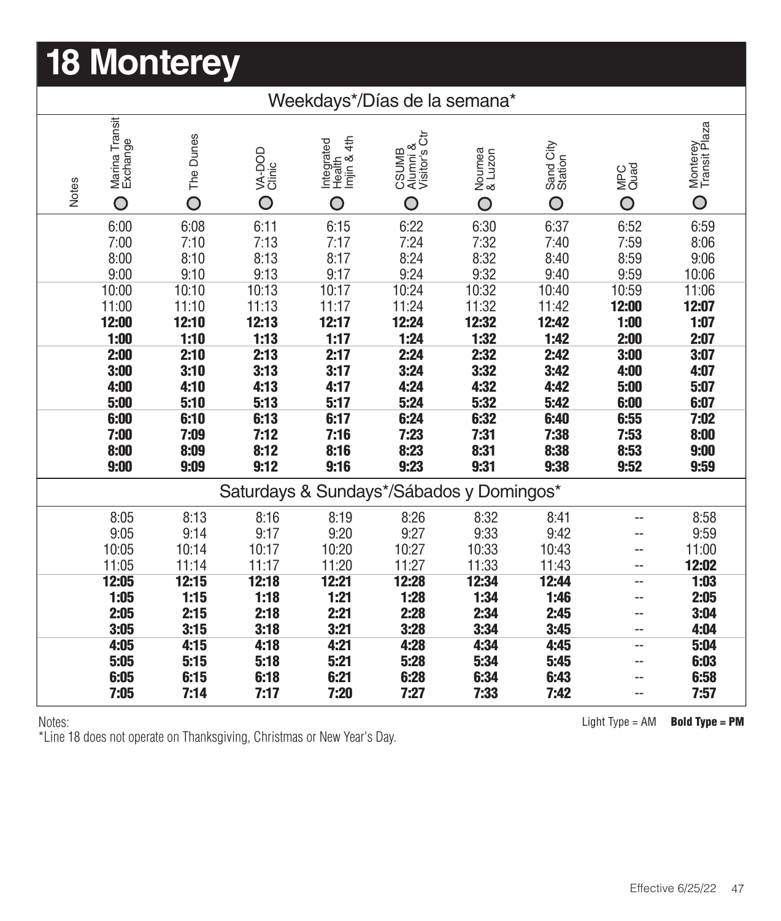# 18 Monterey

## Weekdays*/Días de la semana*

| Notes | Marina Transit Exchange | The Dunes | VA-DOD Clinic | Integrated Health Imjin & 4th | CSUMB Alumni & Visitor's Ctr | Noumea & Luzon | Sand City Station | MPC Quad | Monterey Transit Plaza |
|---|---|---|---|---|---|---|---|---|---|
| | 6:00 | 6:08 | 6:11 | 6:15 | 6:22 | 6:30 | 6:37 | 6:52 | 6:59 |
| | 7:00 | 7:10 | 7:13 | 7:17 | 7:24 | 7:32 | 7:40 | 7:59 | 8:06 |
| | 8:00 | 8:10 | 8:13 | 8:17 | 8:24 | 8:32 | 8:40 | 8:59 | 9:06 |
| | 9:00 | 9:10 | 9:13 | 9:17 | 9:24 | 9:32 | 9:40 | 9:59 | 10:06 |
| | 10:00 | 10:10 | 10:13 | 10:17 | 10:24 | 10:32 | 10:40 | 10:59 | 11:06 |
| | 11:00 | 11:10 | 11:13 | 11:17 | 11:24 | 11:32 | 11:42 | **12:00** | **12:07** |
| | **12:00** | **12:10** | **12:13** | **12:17** | **12:24** | **12:32** | **12:42** | **1:00** | **1:07** |
| | **1:00** | **1:10** | **1:13** | **1:17** | **1:24** | **1:32** | **1:42** | **2:00** | **2:07** |
| | **2:00** | **2:10** | **2:13** | **2:17** | **2:24** | **2:32** | **2:42** | **3:00** | **3:07** |
| | **3:00** | **3:10** | **3:13** | **3:17** | **3:24** | **3:32** | **3:42** | **4:00** | **4:07** |
| | **4:00** | **4:10** | **4:13** | **4:17** | **4:24** | **4:32** | **4:42** | **5:00** | **5:07** |
| | **5:00** | **5:10** | **5:13** | **5:17** | **5:24** | **5:32** | **5:42** | **6:00** | **6:07** |
| | **6:00** | **6:10** | **6:13** | **6:17** | **6:24** | **6:32** | **6:40** | **6:55** | **7:02** |
| | **7:00** | **7:09** | **7:12** | **7:16** | **7:23** | **7:31** | **7:38** | **7:53** | **8:00** |
| | **8:00** | **8:09** | **8:12** | **8:16** | **8:23** | **8:31** | **8:38** | **8:53** | **9:00** |
| | **9:00** | **9:09** | **9:12** | **9:16** | **9:23** | **9:31** | **9:38** | **9:52** | **9:59** |

## Saturdays & Sundays*/Sábados y Domingos*

| Notes | Marina Transit Exchange | The Dunes | VA-DOD Clinic | Integrated Health Imjin & 4th | CSUMB Alumni & Visitor's Ctr | Noumea & Luzon | Sand City Station | MPC Quad | Monterey Transit Plaza |
|---|---|---|---|---|---|---|---|---|---|
| | 8:05 | 8:13 | 8:16 | 8:19 | 8:26 | 8:32 | 8:41 | -- | 8:58 |
| | 9:05 | 9:14 | 9:17 | 9:20 | 9:27 | 9:33 | 9:42 | -- | 9:59 |
| | 10:05 | 10:14 | 10:17 | 10:20 | 10:27 | 10:33 | 10:43 | -- | 11:00 |
| | 11:05 | 11:14 | 11:17 | 11:20 | 11:27 | 11:33 | 11:43 | -- | **12:02** |
| | **12:05** | **12:15** | **12:18** | **12:21** | **12:28** | **12:34** | **12:44** | -- | **1:03** |
| | **1:05** | **1:15** | **1:18** | **1:21** | **1:28** | **1:34** | **1:46** | -- | **2:05** |
| | **2:05** | **2:15** | **2:18** | **2:21** | **2:28** | **2:34** | **2:45** | -- | **3:04** |
| | **3:05** | **3:15** | **3:18** | **3:21** | **3:28** | **3:34** | **3:45** | -- | **4:04** |
| | **4:05** | **4:15** | **4:18** | **4:21** | **4:28** | **4:34** | **4:45** | -- | **5:04** |
| | **5:05** | **5:15** | **5:18** | **5:21** | **5:28** | **5:34** | **5:45** | -- | **6:03** |
| | **6:05** | **6:15** | **6:18** | **6:21** | **6:28** | **6:34** | **6:43** | -- | **6:58** |
| | **7:05** | **7:14** | **7:17** | **7:20** | **7:27** | **7:33** | **7:42** | -- | **7:57** |

Notes:

*Line 18 does not operate on Thanksgiving, Christmas or New Year's Day.

Light Type = AM **Bold Type = PM**

Effective 6/25/22